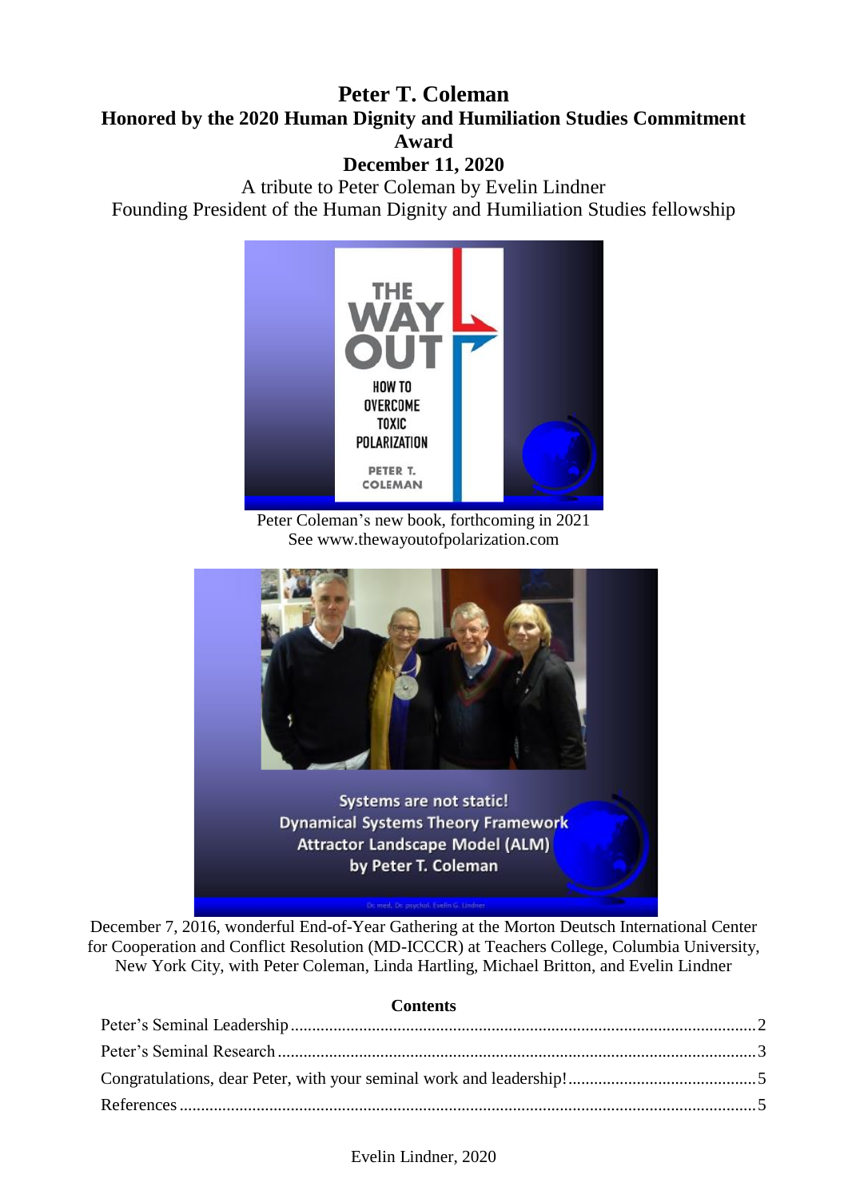# Peter T. Coleman

## Honored by the 2020 Human Dignity and Humiliation Studies Commitment Award

## December 11, 2020

A tribute to Peter Coleman by Evelin Lindner
Founding President of the Human Dignity and Humiliation Studies fellowship

Peter Coleman's new book, forthcoming in 2021
See www.thewayoutofpolarization.com

December 7, 2016, wonderful End-of-Year Gathering at the Morton Deutsch International Center for Cooperation and Conflict Resolution (MD-ICCCR) at Teachers College, Columbia University, New York City, with Peter Coleman, Linda Hartling, Michael Britton, and Evelin Lindner

**Contents**

- Peter's Seminal Leadership ........ 2
- Peter's Seminal Research ........ 3
- Congratulations, dear Peter, with your seminal work and leadership! ........ 5
- References ........ 5

Evelin Lindner, 2020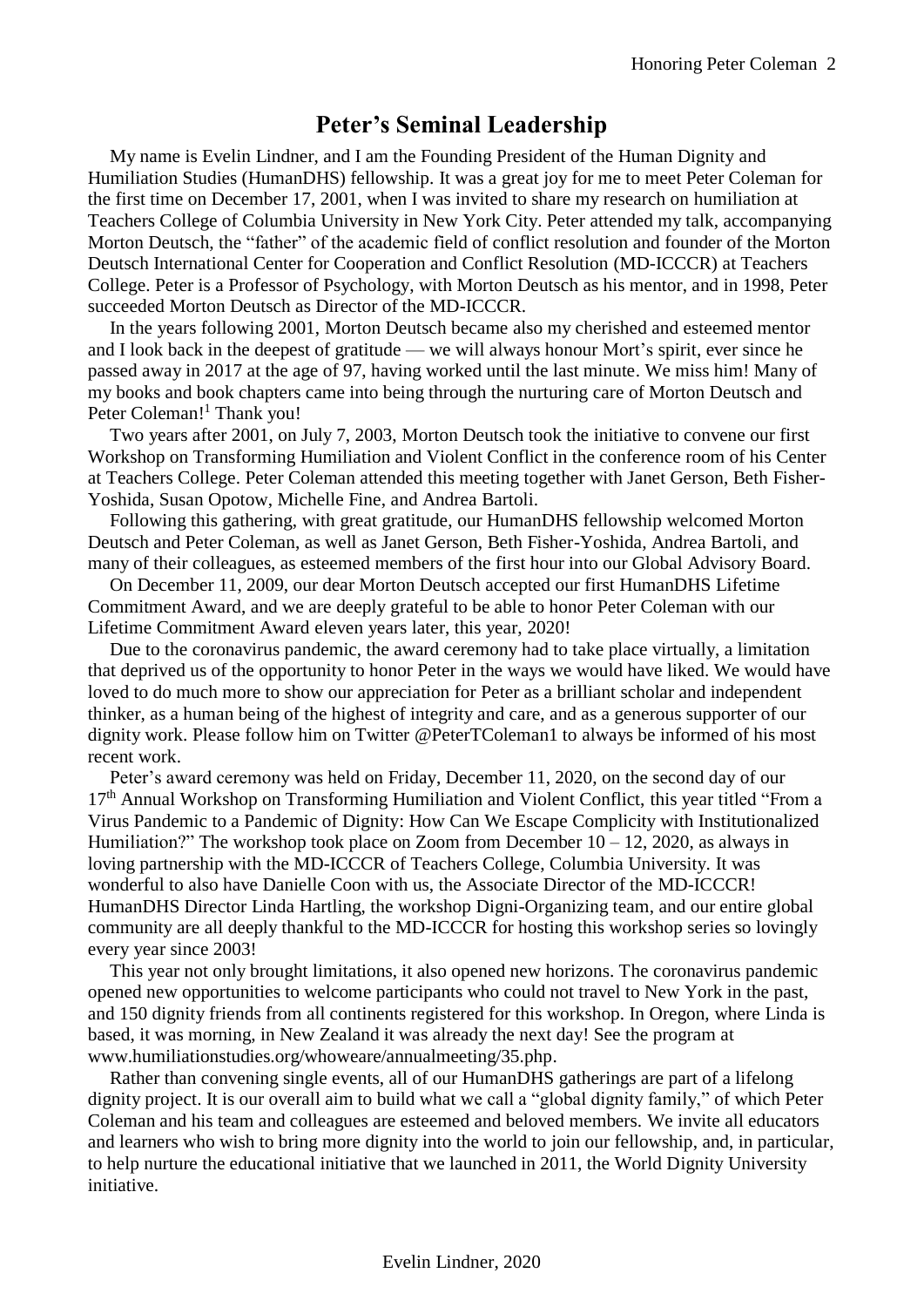## Peter's Seminal Leadership

My name is Evelin Lindner, and I am the Founding President of the Human Dignity and Humiliation Studies (HumanDHS) fellowship. It was a great joy for me to meet Peter Coleman for the first time on December 17, 2001, when I was invited to share my research on humiliation at Teachers College of Columbia University in New York City. Peter attended my talk, accompanying Morton Deutsch, the "father" of the academic field of conflict resolution and founder of the Morton Deutsch International Center for Cooperation and Conflict Resolution (MD-ICCCR) at Teachers College. Peter is a Professor of Psychology, with Morton Deutsch as his mentor, and in 1998, Peter succeeded Morton Deutsch as Director of the MD-ICCCR.

In the years following 2001, Morton Deutsch became also my cherished and esteemed mentor and I look back in the deepest of gratitude — we will always honour Mort's spirit, ever since he passed away in 2017 at the age of 97, having worked until the last minute. We miss him! Many of my books and book chapters came into being through the nurturing care of Morton Deutsch and Peter Coleman![1] Thank you!

Two years after 2001, on July 7, 2003, Morton Deutsch took the initiative to convene our first Workshop on Transforming Humiliation and Violent Conflict in the conference room of his Center at Teachers College. Peter Coleman attended this meeting together with Janet Gerson, Beth Fisher-Yoshida, Susan Opotow, Michelle Fine, and Andrea Bartoli.

Following this gathering, with great gratitude, our HumanDHS fellowship welcomed Morton Deutsch and Peter Coleman, as well as Janet Gerson, Beth Fisher-Yoshida, Andrea Bartoli, and many of their colleagues, as esteemed members of the first hour into our Global Advisory Board.

On December 11, 2009, our dear Morton Deutsch accepted our first HumanDHS Lifetime Commitment Award, and we are deeply grateful to be able to honor Peter Coleman with our Lifetime Commitment Award eleven years later, this year, 2020!

Due to the coronavirus pandemic, the award ceremony had to take place virtually, a limitation that deprived us of the opportunity to honor Peter in the ways we would have liked. We would have loved to do much more to show our appreciation for Peter as a brilliant scholar and independent thinker, as a human being of the highest of integrity and care, and as a generous supporter of our dignity work. Please follow him on Twitter @PeterTColeman1 to always be informed of his most recent work.

Peter's award ceremony was held on Friday, December 11, 2020, on the second day of our 17th Annual Workshop on Transforming Humiliation and Violent Conflict, this year titled "From a Virus Pandemic to a Pandemic of Dignity: How Can We Escape Complicity with Institutionalized Humiliation?" The workshop took place on Zoom from December 10 – 12, 2020, as always in loving partnership with the MD-ICCCR of Teachers College, Columbia University. It was wonderful to also have Danielle Coon with us, the Associate Director of the MD-ICCCR! HumanDHS Director Linda Hartling, the workshop Digni-Organizing team, and our entire global community are all deeply thankful to the MD-ICCCR for hosting this workshop series so lovingly every year since 2003!

This year not only brought limitations, it also opened new horizons. The coronavirus pandemic opened new opportunities to welcome participants who could not travel to New York in the past, and 150 dignity friends from all continents registered for this workshop. In Oregon, where Linda is based, it was morning, in New Zealand it was already the next day! See the program at www.humiliationstudies.org/whoweare/annualmeeting/35.php.

Rather than convening single events, all of our HumanDHS gatherings are part of a lifelong dignity project. It is our overall aim to build what we call a "global dignity family," of which Peter Coleman and his team and colleagues are esteemed and beloved members. We invite all educators and learners who wish to bring more dignity into the world to join our fellowship, and, in particular, to help nurture the educational initiative that we launched in 2011, the World Dignity University initiative.

Evelin Lindner, 2020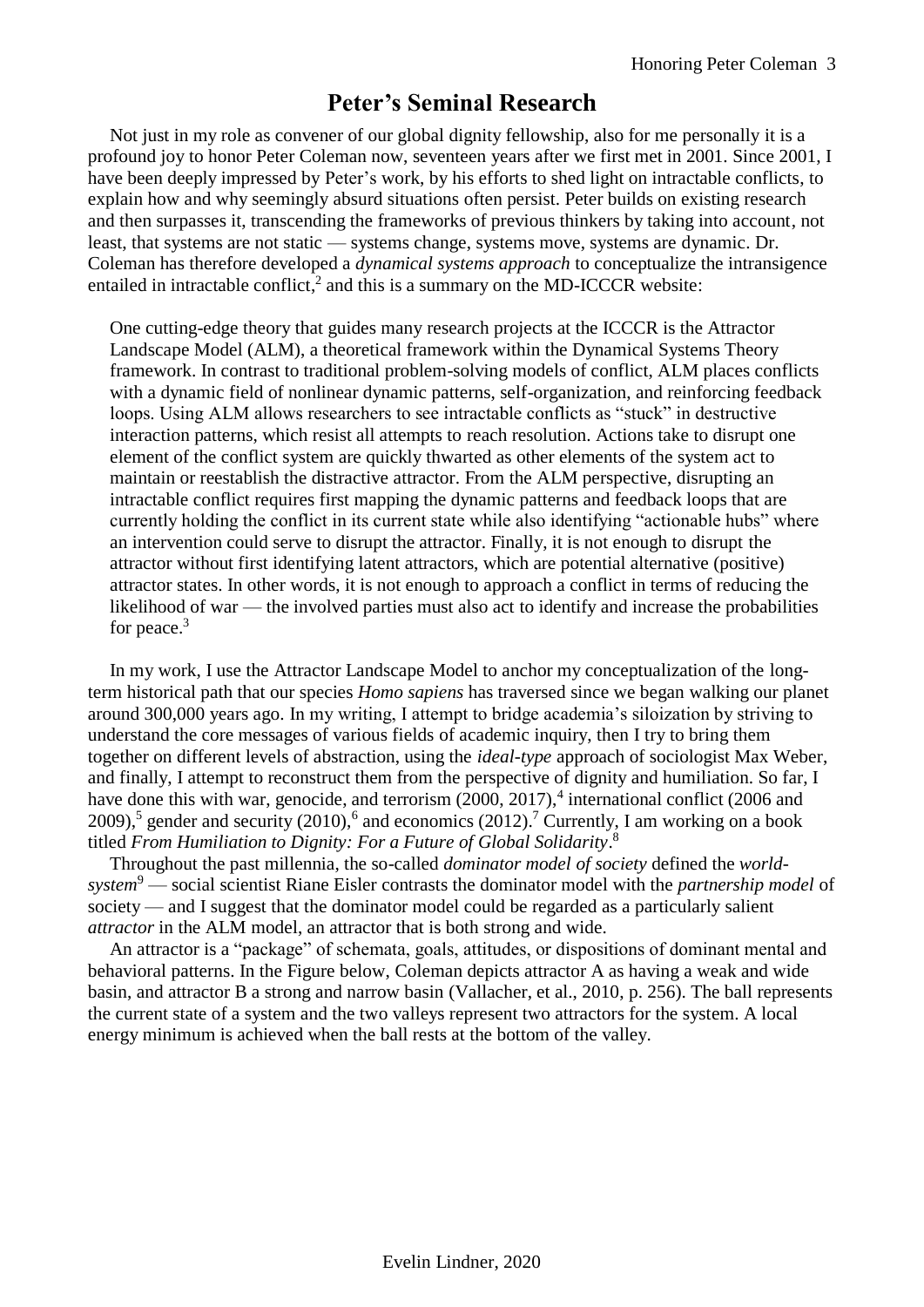## Peter's Seminal Research

Not just in my role as convener of our global dignity fellowship, also for me personally it is a profound joy to honor Peter Coleman now, seventeen years after we first met in 2001. Since 2001, I have been deeply impressed by Peter's work, by his efforts to shed light on intractable conflicts, to explain how and why seemingly absurd situations often persist. Peter builds on existing research and then surpasses it, transcending the frameworks of previous thinkers by taking into account, not least, that systems are not static — systems change, systems move, systems are dynamic. Dr. Coleman has therefore developed a *dynamical systems approach* to conceptualize the intransigence entailed in intractable conflict,[2] and this is a summary on the MD-ICCCR website:

> One cutting-edge theory that guides many research projects at the ICCCR is the Attractor Landscape Model (ALM), a theoretical framework within the Dynamical Systems Theory framework. In contrast to traditional problem-solving models of conflict, ALM places conflicts with a dynamic field of nonlinear dynamic patterns, self-organization, and reinforcing feedback loops. Using ALM allows researchers to see intractable conflicts as "stuck" in destructive interaction patterns, which resist all attempts to reach resolution. Actions take to disrupt one element of the conflict system are quickly thwarted as other elements of the system act to maintain or reestablish the distractive attractor. From the ALM perspective, disrupting an intractable conflict requires first mapping the dynamic patterns and feedback loops that are currently holding the conflict in its current state while also identifying "actionable hubs" where an intervention could serve to disrupt the attractor. Finally, it is not enough to disrupt the attractor without first identifying latent attractors, which are potential alternative (positive) attractor states. In other words, it is not enough to approach a conflict in terms of reducing the likelihood of war — the involved parties must also act to identify and increase the probabilities for peace.[3]

In my work, I use the Attractor Landscape Model to anchor my conceptualization of the long-term historical path that our species *Homo sapiens* has traversed since we began walking our planet around 300,000 years ago. In my writing, I attempt to bridge academia's siloization by striving to understand the core messages of various fields of academic inquiry, then I try to bring them together on different levels of abstraction, using the *ideal-type* approach of sociologist Max Weber, and finally, I attempt to reconstruct them from the perspective of dignity and humiliation. So far, I have done this with war, genocide, and terrorism (2000, 2017),[4] international conflict (2006 and 2009),[5] gender and security (2010),[6] and economics (2012).[7] Currently, I am working on a book titled *From Humiliation to Dignity: For a Future of Global Solidarity*.[8]

Throughout the past millennia, the so-called *dominator model of society* defined the *world-system*[9] — social scientist Riane Eisler contrasts the dominator model with the *partnership model* of society — and I suggest that the dominator model could be regarded as a particularly salient *attractor* in the ALM model, an attractor that is both strong and wide.

An attractor is a "package" of schemata, goals, attitudes, or dispositions of dominant mental and behavioral patterns. In the Figure below, Coleman depicts attractor A as having a weak and wide basin, and attractor B a strong and narrow basin (Vallacher, et al., 2010, p. 256). The ball represents the current state of a system and the two valleys represent two attractors for the system. A local energy minimum is achieved when the ball rests at the bottom of the valley.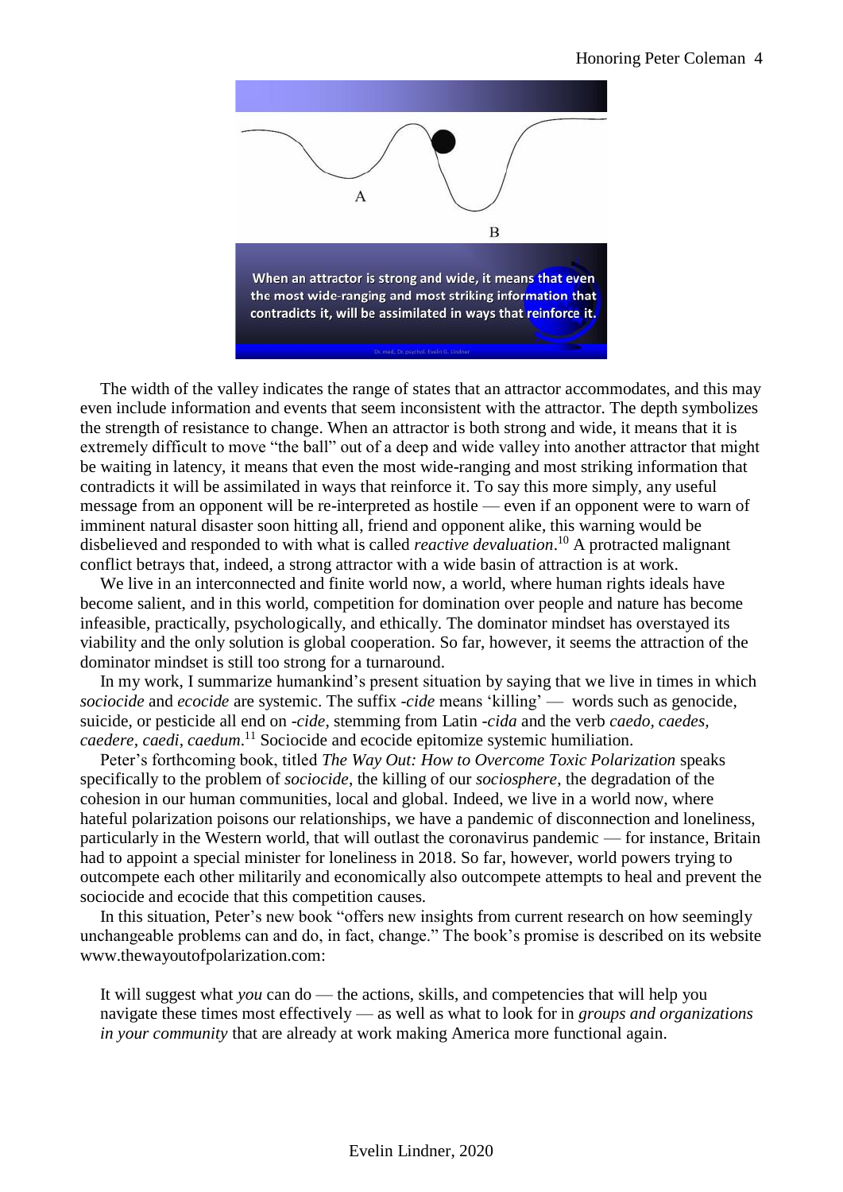The width of the valley indicates the range of states that an attractor accommodates, and this may even include information and events that seem inconsistent with the attractor. The depth symbolizes the strength of resistance to change. When an attractor is both strong and wide, it means that it is extremely difficult to move "the ball" out of a deep and wide valley into another attractor that might be waiting in latency, it means that even the most wide-ranging and most striking information that contradicts it will be assimilated in ways that reinforce it. To say this more simply, any useful message from an opponent will be re-interpreted as hostile — even if an opponent were to warn of imminent natural disaster soon hitting all, friend and opponent alike, this warning would be disbelieved and responded to with what is called *reactive devaluation*.[10] A protracted malignant conflict betrays that, indeed, a strong attractor with a wide basin of attraction is at work.

We live in an interconnected and finite world now, a world, where human rights ideals have become salient, and in this world, competition for domination over people and nature has become infeasible, practically, psychologically, and ethically. The dominator mindset has overstayed its viability and the only solution is global cooperation. So far, however, it seems the attraction of the dominator mindset is still too strong for a turnaround.

In my work, I summarize humankind's present situation by saying that we live in times in which *sociocide* and *ecocide* are systemic. The suffix *-cide* means 'killing' — words such as genocide, suicide, or pesticide all end on *-cide*, stemming from Latin *-cida* and the verb *caedo, caedes, caedere, caedi, caedum*.[11] Sociocide and ecocide epitomize systemic humiliation.

Peter's forthcoming book, titled *The Way Out: How to Overcome Toxic Polarization* speaks specifically to the problem of *sociocide*, the killing of our *sociosphere*, the degradation of the cohesion in our human communities, local and global. Indeed, we live in a world now, where hateful polarization poisons our relationships, we have a pandemic of disconnection and loneliness, particularly in the Western world, that will outlast the coronavirus pandemic — for instance, Britain had to appoint a special minister for loneliness in 2018. So far, however, world powers trying to outcompete each other militarily and economically also outcompete attempts to heal and prevent the sociocide and ecocide that this competition causes.

In this situation, Peter's new book "offers new insights from current research on how seemingly unchangeable problems can and do, in fact, change." The book's promise is described on its website www.thewayoutofpolarization.com:

> It will suggest what *you* can do — the actions, skills, and competencies that will help you navigate these times most effectively — as well as what to look for in *groups and organizations in your community* that are already at work making America more functional again.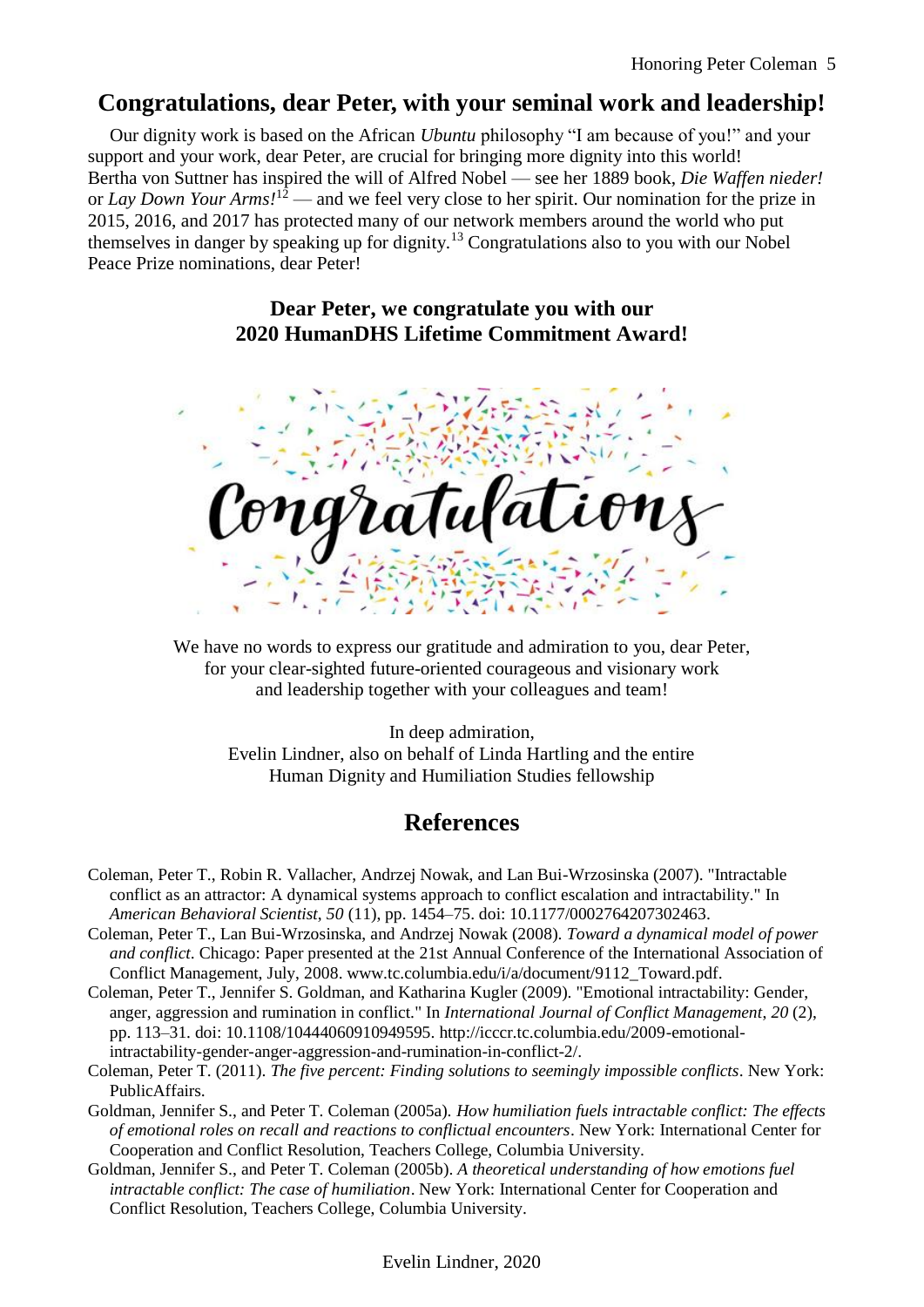## Congratulations, dear Peter, with your seminal work and leadership!

Our dignity work is based on the African *Ubuntu* philosophy "I am because of you!" and your support and your work, dear Peter, are crucial for bringing more dignity into this world! Bertha von Suttner has inspired the will of Alfred Nobel — see her 1889 book, *Die Waffen nieder!* or *Lay Down Your Arms!*[12] — and we feel very close to her spirit. Our nomination for the prize in 2015, 2016, and 2017 has protected many of our network members around the world who put themselves in danger by speaking up for dignity.[13] Congratulations also to you with our Nobel Peace Prize nominations, dear Peter!

**Dear Peter, we congratulate you with our 2020 HumanDHS Lifetime Commitment Award!**

Congratulations

We have no words to express our gratitude and admiration to you, dear Peter, for your clear-sighted future-oriented courageous and visionary work and leadership together with your colleagues and team!

In deep admiration,
Evelin Lindner, also on behalf of Linda Hartling and the entire Human Dignity and Humiliation Studies fellowship

## References

Coleman, Peter T., Robin R. Vallacher, Andrzej Nowak, and Lan Bui-Wrzosinska (2007). "Intractable conflict as an attractor: A dynamical systems approach to conflict escalation and intractability." In *American Behavioral Scientist*, *50* (11), pp. 1454–75. doi: 10.1177/0002764207302463.

Coleman, Peter T., Lan Bui-Wrzosinska, and Andrzej Nowak (2008). *Toward a dynamical model of power and conflict*. Chicago: Paper presented at the 21st Annual Conference of the International Association of Conflict Management, July, 2008. www.tc.columbia.edu/i/a/document/9112_Toward.pdf.

Coleman, Peter T., Jennifer S. Goldman, and Katharina Kugler (2009). "Emotional intractability: Gender, anger, aggression and rumination in conflict." In *International Journal of Conflict Management*, *20* (2), pp. 113–31. doi: 10.1108/10444060910949595. http://icccr.tc.columbia.edu/2009-emotional-intractability-gender-anger-aggression-and-rumination-in-conflict-2/.

Coleman, Peter T. (2011). *The five percent: Finding solutions to seemingly impossible conflicts*. New York: PublicAffairs.

Goldman, Jennifer S., and Peter T. Coleman (2005a). *How humiliation fuels intractable conflict: The effects of emotional roles on recall and reactions to conflictual encounters*. New York: International Center for Cooperation and Conflict Resolution, Teachers College, Columbia University.

Goldman, Jennifer S., and Peter T. Coleman (2005b). *A theoretical understanding of how emotions fuel intractable conflict: The case of humiliation*. New York: International Center for Cooperation and Conflict Resolution, Teachers College, Columbia University.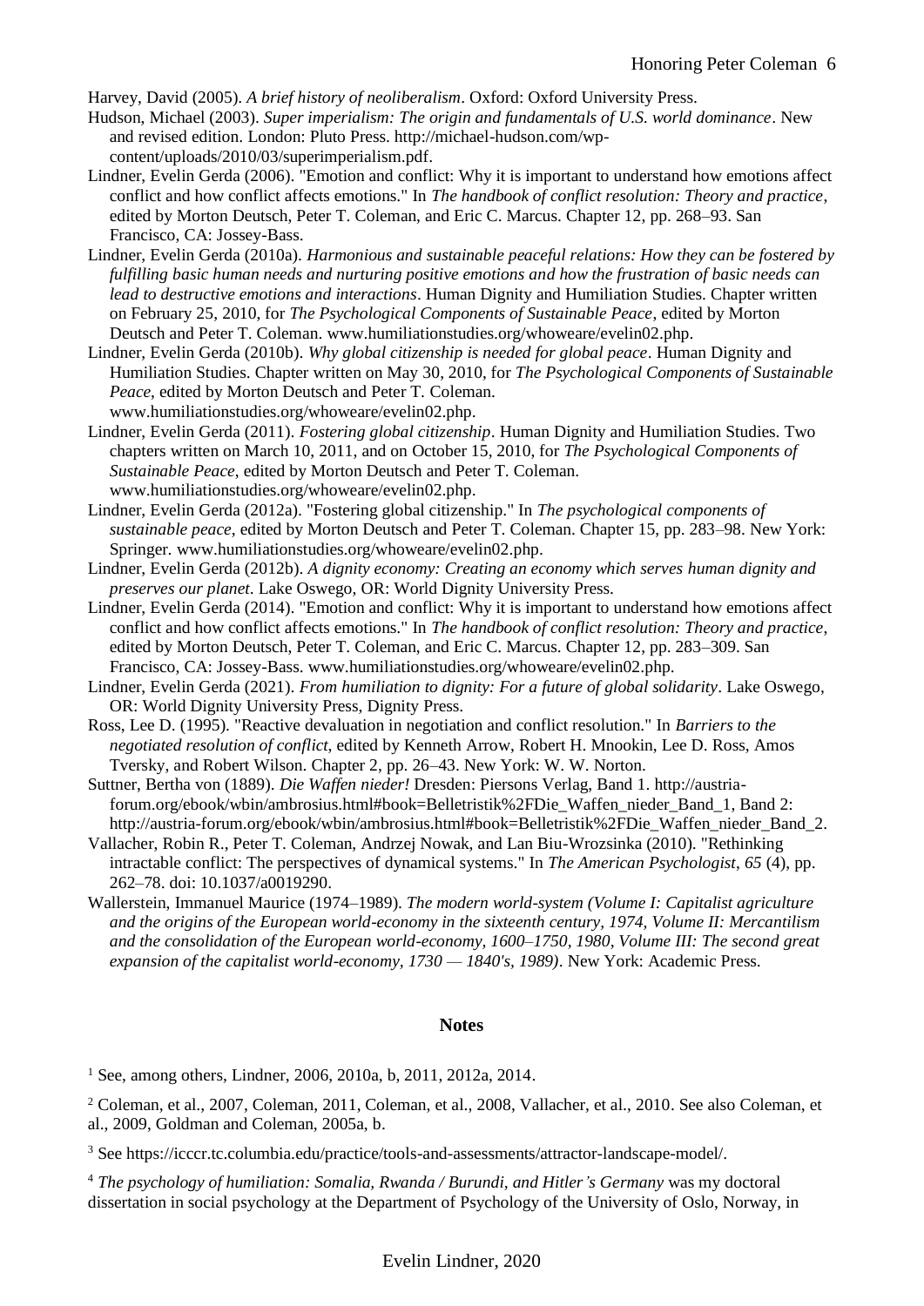Harvey, David (2005). *A brief history of neoliberalism*. Oxford: Oxford University Press.

Hudson, Michael (2003). *Super imperialism: The origin and fundamentals of U.S. world dominance*. New and revised edition. London: Pluto Press. http://michael-hudson.com/wp-content/uploads/2010/03/superimperialism.pdf.

Lindner, Evelin Gerda (2006). "Emotion and conflict: Why it is important to understand how emotions affect conflict and how conflict affects emotions." In *The handbook of conflict resolution: Theory and practice*, edited by Morton Deutsch, Peter T. Coleman, and Eric C. Marcus. Chapter 12, pp. 268–93. San Francisco, CA: Jossey-Bass.

Lindner, Evelin Gerda (2010a). *Harmonious and sustainable peaceful relations: How they can be fostered by fulfilling basic human needs and nurturing positive emotions and how the frustration of basic needs can lead to destructive emotions and interactions*. Human Dignity and Humiliation Studies. Chapter written on February 25, 2010, for *The Psychological Components of Sustainable Peace*, edited by Morton Deutsch and Peter T. Coleman. www.humiliationstudies.org/whoweare/evelin02.php.

Lindner, Evelin Gerda (2010b). *Why global citizenship is needed for global peace*. Human Dignity and Humiliation Studies. Chapter written on May 30, 2010, for *The Psychological Components of Sustainable Peace*, edited by Morton Deutsch and Peter T. Coleman. www.humiliationstudies.org/whoweare/evelin02.php.

Lindner, Evelin Gerda (2011). *Fostering global citizenship*. Human Dignity and Humiliation Studies. Two chapters written on March 10, 2011, and on October 15, 2010, for *The Psychological Components of Sustainable Peace*, edited by Morton Deutsch and Peter T. Coleman. www.humiliationstudies.org/whoweare/evelin02.php.

Lindner, Evelin Gerda (2012a). "Fostering global citizenship." In *The psychological components of sustainable peace*, edited by Morton Deutsch and Peter T. Coleman. Chapter 15, pp. 283–98. New York: Springer. www.humiliationstudies.org/whoweare/evelin02.php.

Lindner, Evelin Gerda (2012b). *A dignity economy: Creating an economy which serves human dignity and preserves our planet*. Lake Oswego, OR: World Dignity University Press.

Lindner, Evelin Gerda (2014). "Emotion and conflict: Why it is important to understand how emotions affect conflict and how conflict affects emotions." In *The handbook of conflict resolution: Theory and practice*, edited by Morton Deutsch, Peter T. Coleman, and Eric C. Marcus. Chapter 12, pp. 283–309. San Francisco, CA: Jossey-Bass. www.humiliationstudies.org/whoweare/evelin02.php.

Lindner, Evelin Gerda (2021). *From humiliation to dignity: For a future of global solidarity*. Lake Oswego, OR: World Dignity University Press, Dignity Press.

Ross, Lee D. (1995). "Reactive devaluation in negotiation and conflict resolution." In *Barriers to the negotiated resolution of conflict*, edited by Kenneth Arrow, Robert H. Mnookin, Lee D. Ross, Amos Tversky, and Robert Wilson. Chapter 2, pp. 26–43. New York: W. W. Norton.

Suttner, Bertha von (1889). *Die Waffen nieder!* Dresden: Piersons Verlag, Band 1. http://austria-forum.org/ebook/wbin/ambrosius.html#book=Belletristik%2FDie_Waffen_nieder_Band_1, Band 2: http://austria-forum.org/ebook/wbin/ambrosius.html#book=Belletristik%2FDie_Waffen_nieder_Band_2.

Vallacher, Robin R., Peter T. Coleman, Andrzej Nowak, and Lan Biu-Wrozsinka (2010). "Rethinking intractable conflict: The perspectives of dynamical systems." In *The American Psychologist*, *65* (4), pp. 262–78. doi: 10.1037/a0019290.

Wallerstein, Immanuel Maurice (1974–1989). *The modern world-system (Volume I: Capitalist agriculture and the origins of the European world-economy in the sixteenth century, 1974, Volume II: Mercantilism and the consolidation of the European world-economy, 1600–1750, 1980, Volume III: The second great expansion of the capitalist world-economy, 1730 — 1840's, 1989)*. New York: Academic Press.

## Notes

[1] See, among others, Lindner, 2006, 2010a, b, 2011, 2012a, 2014.

[2] Coleman, et al., 2007, Coleman, 2011, Coleman, et al., 2008, Vallacher, et al., 2010. See also Coleman, et al., 2009, Goldman and Coleman, 2005a, b.

[3] See https://icccr.tc.columbia.edu/practice/tools-and-assessments/attractor-landscape-model/.

[4] *The psychology of humiliation: Somalia, Rwanda / Burundi, and Hitler's Germany* was my doctoral dissertation in social psychology at the Department of Psychology of the University of Oslo, Norway, in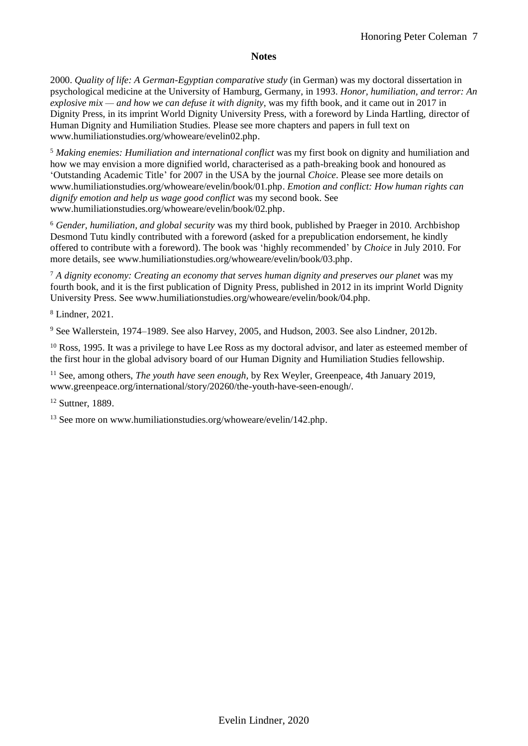## Notes

2000. *Quality of life: A German-Egyptian comparative study* (in German) was my doctoral dissertation in psychological medicine at the University of Hamburg, Germany, in 1993. *Honor, humiliation, and terror: An explosive mix — and how we can defuse it with dignity*, was my fifth book, and it came out in 2017 in Dignity Press, in its imprint World Dignity University Press, with a foreword by Linda Hartling, director of Human Dignity and Humiliation Studies. Please see more chapters and papers in full text on www.humiliationstudies.org/whoweare/evelin02.php.

[5] *Making enemies: Humiliation and international conflict* was my first book on dignity and humiliation and how we may envision a more dignified world, characterised as a path-breaking book and honoured as 'Outstanding Academic Title' for 2007 in the USA by the journal *Choice*. Please see more details on www.humiliationstudies.org/whoweare/evelin/book/01.php. *Emotion and conflict: How human rights can dignify emotion and help us wage good conflict* was my second book. See www.humiliationstudies.org/whoweare/evelin/book/02.php.

[6] *Gender, humiliation, and global security* was my third book, published by Praeger in 2010. Archbishop Desmond Tutu kindly contributed with a foreword (asked for a prepublication endorsement, he kindly offered to contribute with a foreword). The book was 'highly recommended' by *Choice* in July 2010. For more details, see www.humiliationstudies.org/whoweare/evelin/book/03.php.

[7] *A dignity economy: Creating an economy that serves human dignity and preserves our planet* was my fourth book, and it is the first publication of Dignity Press, published in 2012 in its imprint World Dignity University Press. See www.humiliationstudies.org/whoweare/evelin/book/04.php.

[8] Lindner, 2021.

[9] See Wallerstein, 1974–1989. See also Harvey, 2005, and Hudson, 2003. See also Lindner, 2012b.

[10] Ross, 1995. It was a privilege to have Lee Ross as my doctoral advisor, and later as esteemed member of the first hour in the global advisory board of our Human Dignity and Humiliation Studies fellowship.

[11] See, among others, *The youth have seen enough,* by Rex Weyler, Greenpeace, 4th January 2019, www.greenpeace.org/international/story/20260/the-youth-have-seen-enough/.

[12] Suttner, 1889.

[13] See more on www.humiliationstudies.org/whoweare/evelin/142.php.